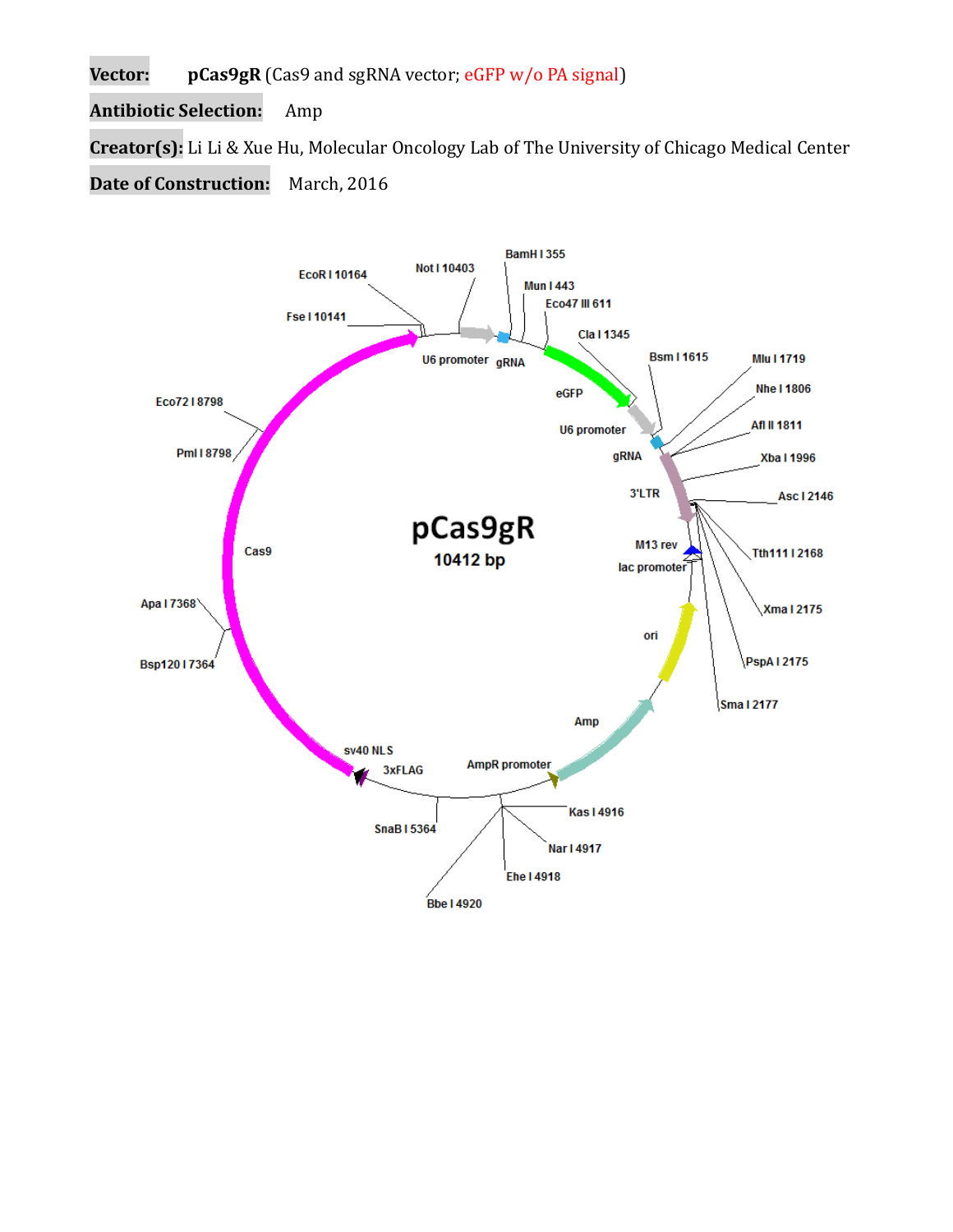**Vector:** **pCas9gR** (Cas9 and sgRNA vector; eGFP w/o PA signal)

**Antibiotic Selection:** Amp

**Creator(s):** Li Li & Xue Hu, Molecular Oncology Lab of The University of Chicago Medical Center

**Date of Construction:** March, 2016

pCas9gR
10412 bp

BamH I 355
Mun I 443
Eco47 III 611
Cla I 1345
Bsm I 1615
Mlu I 1719
Nhe I 1806
Afl II 1811
Xba I 1996
Asc I 2146
Tth111 I 2168
Xma I 2175
PspA I 2175
Sma I 2177
Kas I 4916
Nar I 4917
Ehe I 4918
Bbe I 4920
SnaB I 5364
Bsp120 I 7364
Apa I 7368
Pml I 8798
Eco72 I 8798
Fse I 10141
EcoR I 10164
Not I 10403

U6 promoter
gRNA
eGFP
U6 promoter
gRNA
3'LTR
M13 rev
lac promoter
ori
Amp
AmpR promoter
3xFLAG
sv40 NLS
Cas9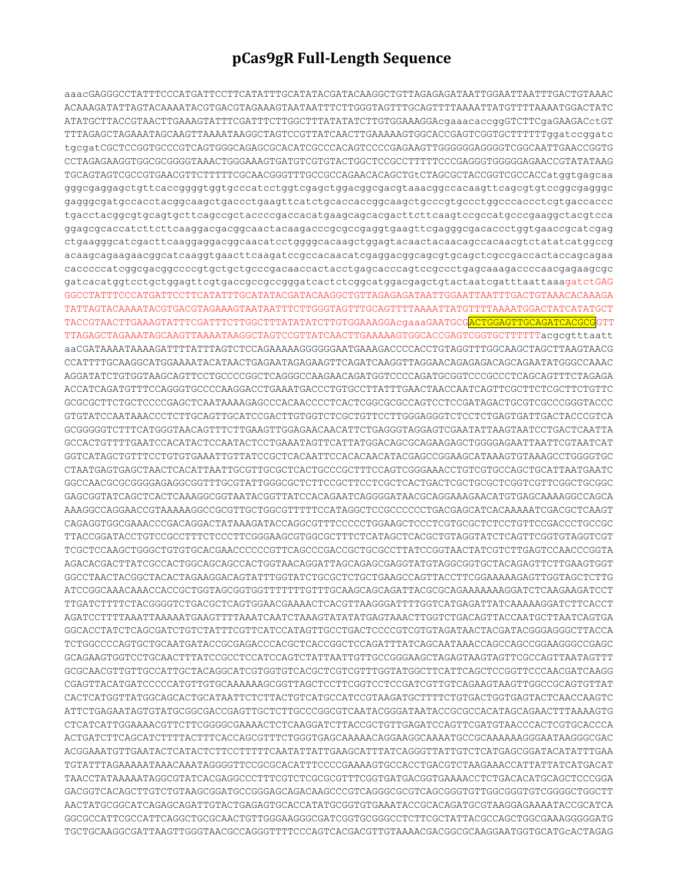# pCas9gR Full-Length Sequence

```
aaacGAGGGCCTATTTCCCATGATTCCTTCATATTTGCATATACGATACAAGGCTGTTAGAGAGATAATTGGAATTAATTTGACTGTAAAC
ACAAAGATATTAGTACAAAATACGTGACGTAGAAAGTAATAATTTCTTGGGTAGTTTGCAGTTTTAAAATTATGTTTTAAAATGGACTATC
ATATGCTTACCGTAACTTGAAAGTATTTCGATTTCTTGGCTTTATATATCTTGTGGAAAGGAcgaaacaccggGTCTTCgaGAAGACctGT
TTTAGAGCTAGAAATAGCAAGTTAAAATAAGGCTAGTCCGTTATCAACTTGAAAAAGTGGCACCGAGTCGGTGCTTTTTTggatccggatc
tgcgatCGCTCCGGTGCCCGTCAGTGGGCAGAGCGCACATCGCCCACAGTCCCCGAGAAGTTGGGGGGAGGGGTCGGCAATTGAACCGGTG
CCTAGAGAAGGTGGCGCGGGGTAAACTGGGAAAGTGATGTCGTGTACTGGCTCCGCCTTTTTCCCGAGGGTGGGGGAGAACCGTATATAAG
TGCAGTAGTCGCCGTGAACGTTCTTTTTCGCAACGGGTTTGCCGCCAGAACACAGCTGtCTAGCGCTACCGGTCGCCACCatggtgagcaa
gggcgaggagctgttcaccggggtggtgcccatcctggtcgagctggacggcgacgtaaacggccacaagttcagcgtgtccggcgagggc
gagggcgatgccacctacggcaagctgaccctgaagttcatctgcaccaccggcaagctgcccgtgccctggcccaccctcgtgaccaccc
tgacctacggcgtgcagtgcttcagccgctaccccgaccacatgaagcagcacgacttcttcaagtccgccatgcccgaaggctacgtcca
ggagcgcaccatcttcttcaaggacgacggcaactacaagacccgcgccgaggtgaagttcgagggcgacaccctggtgaaccgcatcgag
ctgaagggcatcgacttcaaggaggacggcaacatcctggggcacaagctggagtacaactacaacagccacaacgtctatatcatggccg
acaagcagaagaacggcatcaaggtgaacttcaagatccgccacaacatcgaggacggcagcgtgcagctcgccgaccactaccagcagaa
cacccccatcggcgacggccccgtgctgctgcccgacaaccactacctgagcacccagtccgccctgagcaaagaccccaacgagaagcgc
gatcacatggtcctgctggagttcgtgaccgccgccgggatcactctcggcatggacgagctgtactaatcgatttaattaaagatctGAG
GGCCTATTTCCCATGATTCCTTCATATTTGCATATACGATACAAGGCTGTTAGAGAGATAATTGGAATTAATTTGACTGTAAACACAAAGA
TATTAGTACAAAATACGTGACGTAGAAAGTAATAATTTCTTGGGTAGTTTGCAGTTTTAAAATTATGTTTTAAAATGGACTATCATATGCT
TACCGTAACTTGAAAGTATTTCGATTTCTTGGCTTTATATATCTTGTGGAAAGGAcgaaaGAATGCGACTGGAGTTGCAGATCACGCGGTT
TTAGAGCTAGAAATAGCAAGTTAAAATAAGGCTAGTCCGTTATCAACTTGAAAAAGTGGCACCGAGTCGGTGCTTTTTTacgcgtttaatt
aaCGATAAAATAAAAGATTTTATTTAGTCTCCAGAAAAAGGGGGGAATGAAAGACCCCACCTGTAGGTTTGGCAAGCTAGCTTAAGTAACG
CCATTTTGCAAGGCATGGAAAATACATAACTGAGAATAGAGAAGTTCAGATCAAGGTTAGGAACAGAGAGACAGCAGAATATGGGCCAAAC
AGGATATCTGTGGTAAGCAGTTCCTGCCCCGGCTCAGGGCCAAGAACAGATGGTCCCCAGATGCGGTCCCGCCCTCAGCAGTTTCTAGAGA
ACCATCAGATGTTTCCAGGGTGCCCCAAGGACCTGAAATGACCCTGTGCCTTATTTGAACTAACCAATCAGTTCGCTTCTCGCTTCTGTTC
GCGCGCTTCTGCTCCCCGAGCTCAATAAAAGAGCCCACAACCCCTCACTCGGCGCGCCAGTCCTCCGATAGACTGCGTCGCCCGGGTACCC
GTGTATCCAATAAACCCTCTTGCAGTTGCATCCGACTTGTGGTCTCGCTGTTCCTTGGGAGGGTCTCCTCTGAGTGATTGACTACCCGTCA
GCGGGGGTCTTTCATGGGTAACAGTTTCTTGAAGTTGGAGAACAACATTCTGAGGGTAGGAGTCGAATATTAAGTAATCCTGACTCAATTA
GCCACTGTTTTGAATCCACATACTCCAATACTCCTGAAATAGTTCATTATGGACAGCGCAGAAGAGCTGGGGAGAATTAATTCGTAATCAT
GGTCATAGCTGTTTCCTGTGTGAAATTGTTATCCGCTCACAATTCCACACAACATACGAGCCGGAAGCATAAAGTGTAAAGCCTGGGGTGC
CTAATGAGTGAGCTAACTCACATTAATTGCGTTGCGCTCACTGCCCGCTTTCCAGTCGGGAAACCTGTCGTGCCAGCTGCATTAATGAATC
GGCCAACGCGCGGGGAGAGGCGGTTTGCGTATTGGGCGCTCTTCCGCTTCCTCGCTCACTGACTCGCTGCGCTCGGTCGTTCGGCTGCGGC
GAGCGGTATCAGCTCACTCAAAGGCGGTAATACGGTTATCCACAGAATCAGGGGATAACGCAGGAAAGAACATGTGAGCAAAAGGCCAGCA
AAAGGCCAGGAACCGTAAAAAGGCCGCGTTGCTGGCGTTTTTCCATAGGCTCCGCCCCCCTGACGAGCATCACAAAAATCGACGCTCAAGT
CAGAGGTGGCGAAACCCGACAGGACTATAAAGATACCAGGCGTTTCCCCCTGGAAGCTCCCTCGTGCGCTCTCCTGTTCCGACCCTGCCGC
TTACCGGATACCTGTCCGCCTTTCTCCCTTCGGGAAGCGTGGCGCTTTCTCATAGCTCACGCTGTAGGTATCTCAGTTCGGTGTAGGTCGT
TCGCTCCAAGCTGGGCTGTGTGCACGAACCCCCCGTTCAGCCCGACCGCTGCGCCTTATCCGGTAACTATCGTCTTGAGTCCAACCCGGTA
AGACACGACTTATCGCCACTGGCAGCAGCCACTGGTAACAGGATTAGCAGAGCGAGGTATGTAGGCGGTGCTACAGAGTTCTTGAAGTGGT
GGCCTAACTACGGCTACACTAGAAGGACAGTATTTGGTATCTGCGCTCTGCTGAAGCCAGTTACCTTCGGAAAAAGAGTTGGTAGCTCTTG
ATCCGGCAAACAAACCACCGCTGGTAGCGGTGGTTTTTTTGTTTGCAAGCAGCAGATTACGCGCAGAAAAAAAGGATCTCAAGAAGATCCT
TTGATCTTTTCTACGGGGTCTGACGCTCAGTGGAACGAAAACTCACGTTAAGGGATTTTGGTCATGAGATTATCAAAAAGGATCTTCACCT
AGATCCTTTTAAATTAAAAATGAAGTTTTAAATCAATCTAAAGTATATATGAGTAAACTTGGTCTGACAGTTACCAATGCTTAATCAGTGA
GGCACCTATCTCAGCGATCTGTCTATTTCGTTCATCCATAGTTGCCTGACTCCCCGTCGTGTAGATAACTACGATACGGGAGGGCTTACCA
TCTGGCCCCAGTGCTGCAATGATACCGCGAGACCCACGCTCACCGGCTCCAGATTTATCAGCAATAAACCAGCCAGCCGGAAGGGCCGAGC
GCAGAAGTGGTCCTGCAACTTTATCCGCCTCCATCCAGTCTATTAATTGTTGCCGGGAAGCTAGAGTAAGTAGTTCGCCAGTTAATAGTTT
GCGCAACGTTGTTGCCATTGCTACAGGCATCGTGGTGTCACGCTCGTCGTTTGGTATGGCTTCATTCAGCTCCGGTTCCCAACGATCAAGG
CGAGTTACATGATCCCCCATGTTGTGCAAAAAAGCGGTTAGCTCCTTCGGTCCTCCGATCGTTGTCAGAAGTAAGTTGGCCGCAGTGTTAT
CACTCATGGTTATGGCAGCACTGCATAATTCTCTTACTGTCATGCCATCCGTAAGATGCTTTTCTGTGACTGGTGAGTACTCAACCAAGTC
ATTCTGAGAATAGTGTATGCGGCGACCGAGTTGCTCTTGCCCGGCGTCAATACGGGATAATACCGCGCCACATAGCAGAACTTTAAAAGTG
CTCATCATTGGAAAACGTTCTTCGGGGCGAAAACTCTCAAGGATCTTACCGCTGTTGAGATCCAGTTCGATGTAACCCACTCGTGCACCCA
ACTGATCTTCAGCATCTTTTACTTTCACCAGCGTTTCTGGGTGAGCAAAAACAGGAAGGCAAAATGCCGCAAAAAAGGGAATAAGGGCGAC
ACGGAAATGTTGAATACTCATACTCTTCCTTTTTCAATATTATTGAAGCATTTATCAGGGTTATTGTCTCATGAGCGGATACATATTTGAA
TGTATTTAGAAAAATAAACAAATAGGGGTTCCGCGCACATTTCCCCGAAAAGTGCCACCTGACGTCTAAGAAACCATTATTATCATGACAT
TAACCTATAAAAATAGGCGTATCACGAGGCCCTTTCGTCTCGCGCGTTTCGGTGATGACGGTGAAAACCTCTGACACATGCAGCTCCCGGA
GACGGTCACAGCTTGTCTGTAAGCGGATGCCGGGAGCAGACAAGCCCGTCAGGGCGCGTCAGCGGGTGTTGGCGGGTGTCGGGGCTGGCTT
AACTATGCGGCATCAGAGCAGATTGTACTGAGAGTGCACCATATGCGGTGTGAAATACCGCACAGATGCGTAAGGAGAAAATACCGCATCA
GGCGCCATTCGCCATTCAGGCTGCGCAACTGTTGGGAAGGGCGATCGGTGCGGGCCTCTTCGCTATTACGCCAGCTGGCGAAAGGGGGATG
TGCTGCAAGGCGATTAAGTTGGGTAACGCCAGGGTTTTCCCAGTCACGACGTTGTAAAACGACGGCGCAAGGAATGGTGCATGcACTAGAG
```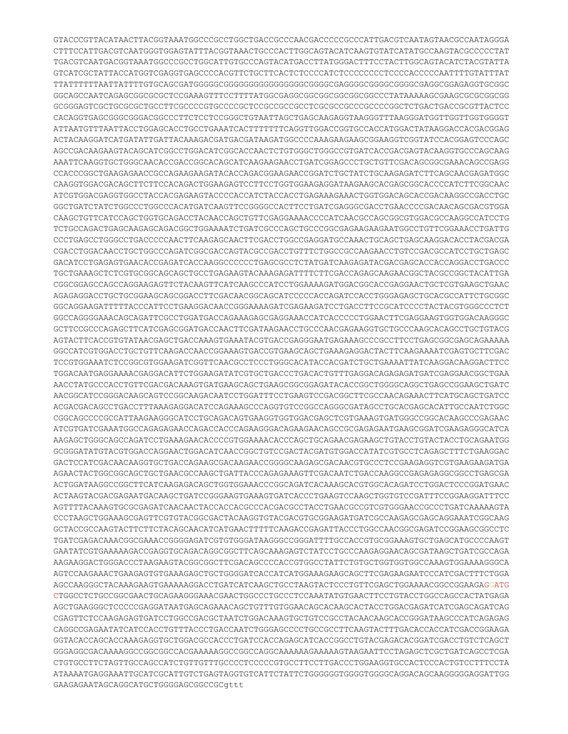```
GTACCCGTTACATAACTTACGGTAAATGGCCCGCCTGGCTGACCGCCCAACGACCCCCGCCCATTGACGTCAATAGTAACGCCAATAGGGA
CTTTCCATTGACGTCAATGGGTGGAGTATTTACGGTAAACTGCCCACTTGGCAGTACATCAAGTGTATCATATGCCAAGTACGCCCCCTAT
TGACGTCAATGACGGTAAATGGCCCGCCTGGCATTGTGCCCAGTACATGACCTTATGGGACTTTCCTACTTGGCAGTACATCTACGTATTA
GTCATCGCTATTACCATGGTCGAGGTGAGCCCCACGTTCTGCTTCACTCTCCCCATCTCCCCCCCCTCCCCACCCCCAATTTTGTATTTAT
TTATTTTTTAATTATTTTGTGCAGCGATGGGGGCGGGGGGGGGGGGGGGGCGCGCGCCAGGCGGGGCGGGGCGGGGCGAGGCGGAGAGGTGCGGC
GGCAGCCAATCAGAGCGGCGCGCTCCGAAAGTTTCCTTTTATGGCGAGGCGGCGGCGGCGGCGGCCCTATAAAAAGCGAAGCGCGCGGCGG
GCGGGAGTCGCTGCGCGCTGCCTTCGCCCCGTGCCCCGCTCCGCCGCCGCCTCGCGCCGCCCGCCCCGGCTCTGACTGACCGCGTTACTCC
CACAGGTGAGCGGGCGGGACGGCCCTTCTCCTCCGGGCTGTAATTAGCTGAGCAAGAGGTAAGGGTTTAAGGGATGGTTGGTTGGTGGGGT
ATTAATGTTTAATTACCTGGAGCACCTGCCTGAAATCACTTTTTTTCAGGTTGGACCGGTGCCACCATGGACTATAAGGACCACGACGGAG
ACTACAAGGATCATGATATTGATTACAAAGACGATGACGATAAGATGGCCCCAAAGAAGAAGCGGAAGGTCGGTATCCACGGAGTCCCAGC
AGCCGACAAGAAGTACAGCATCGGCCTGGACATCGGCACCAACTCTGTGGGCTGGGCCGTGATCACCGACGAGTACAAGGTGCCCAGCAAG
AAATTCAAGGTGCTGGGCAACACCGACCGGCACAGCATCAAGAAGAACCTGATCGGAGCCCTGCTGTTCGACAGCGGCGAAACAGCCGAGG
CCACCCGGCTGAAGAGAACCGCCAGAAGAAGATACACCAGACGGAAGAACCGGATCTGCTATCTGCAAGAGATCTTCAGCAACGAGATGGC
CAAGGTGGACGACAGCTTCTTCCACAGACTGGAAGAGTCCTTCCTGGTGGAAGAGGATAAGAAGCACGAGCGGCACCCCATCTTCGGCAAC
ATCGTGGACGAGGTGGCCTACCACGAGAAGTACCCCACCATCTACCACCTGAGAAAGAAACTGGTGGACAGCACCGACAAGGCCGACCTGC
GGCTGATCTATCTGGCCCTGGCCCACATGATCAAGTTCCGGGGCCACTTCCTGATCGAGGGCGACCTGAACCCCGACAACAGCGACGTGGA
CAAGCTGTTCATCCAGCTGGTGCAGACCTACAACCAGCTGTTCGAGGAAAACCCCATCAACGCCAGCGGCGTGGACGCCAAGGCCATCCTG
TCTGCCAGACTGAGCAAGAGCAGACGGCTGGAAAATCTGATCGCCCAGCTGCCCGGCGAGAAGAAGAATGGCCTGTTCGGAAACCTGATTG
CCCTGAGCCTGGGCCTGACCCCCAACTTCAAGAGCAACTTCGACCTGGCCGAGGATGCCAAACTGCAGCTGAGCAAGGACACCTACGACGA
CGACCTGGACAACCTGCTGGCCCAGATCGGCGACCAGTACGCCGACCTGTTTCTGGCCGCCAAGAACCTGTCCGACGCCATCCTGCTGAGC
GACATCCTGAGAGTGAACACCGAGATCACCAAGGCCCCCCTGAGCGCCTCTATGATCAAGAGATACGACGAGCACCACCAGGACCTGACCC
TGCTGAAAGCTCTCGTGCGGCAGCAGCTGCCTGAGAAGTACAAAGAGATTTTCTTCGACCAGAGCAAGAACGGCTACGCCGGCTACATTGA
CGGCGGAGCCAGCCAGGAAGAGTTCTACAAGTTCATCAAGCCCATCCTGGAAAAGATGGACGGCACCGAGGAACTGCTCGTGAAGCTGAAC
AGAGAGGACCTGCTGCGGAAGCAGCGGACCTTCGACAACGGCAGCATCCCCCACCAGATCCACCTGGGAGAGCTGCACGCCATTCTGCGGC
GGCAGGAAGATTTTTACCCATTCCTGAAGGACAACCGGGAAAAGATCGAGAAGATCCTGACCTTCCGCATCCCCTACTACGTGGGCCCTCT
GGCCAGGGGAAACAGCAGATTCGCCTGGATGACCAGAAAGAGCGAGGAAACCATCACCCCCTGGAACTTCGAGGAAGTGGTGGACAAGGGC
GCTTCCGCCCAGAGCTTCATCGAGCGGATGACCAACTTCGATAAGAACCTGCCCAACGAGAAGGTGCTGCCCAAGCACAGCCTGCTGTACG
AGTACTTCACCGTGTATAACGAGCTGACCAAAGTGAAATACGTGACCGAGGGAATGAGAAAGCCCGCCTTCCTGAGCGGCGAGCAGAAAAA
GGCCATCGTGGACCTGCTGTTCAAGACCAACCGGAAAGTGACCGTGAAGCAGCTGAAAGAGGACTACTTCAAGAAAATCGAGTGCTTCGAC
TCCGTGGAAATCTCCGGCGTGGAAGATCGGTTCAACGCCTCCCTGGGCACATACCACGATCTGCTGAAAATTATCAAGGACAAGGACTTCC
TGGACAATGAGGAAAACGAGGACATTCTGGAAGATATCGTGCTGACCCTGACACTGTTTGAGGACAGAGAGATGATCGAGGAACGGCTGAA
AACCTATGCCCACCTGTTCGACGACAAAGTGATGAAGCAGCTGAAGCGGCGGAGATACACCGGCTGGGGCAGGCTGAGCCGGAAGCTGATC
AACGGCATCCGGGACAAGCAGTCCGGCAAGACAATCCTGGATTTCCTGAAGTCCGACGGCTTCGCCAACAGAAACTTCATGCAGCTGATCC
ACGACGACAGCCTGACCTTTAAAGAGGACATCCAGAAAGCCCAGGTGTCCGGCCAGGGCGATAGCCTGCACGAGCACATTGCCAATCTGGC
CGGCAGCCCCGCCATTAAGAAGGGCATCCTGCAGACAGTGAAGGTGGTGGACGAGCTCGTGAAAGTGATGGGCCGGCACAAGCCCGAGAAC
ATCGTGATCGAAATGGCCAGAGAGAACCAGACCACCCAGAAGGGACAGAAGAACAGCCGCGAGAGAATGAAGCGGATCGAAGAGGGCATCA
AAGAGCTGGGCAGCCAGATCCTGAAAGAACACCCCGTGGAAAACACCCAGCTGCAGAACGAGAAGCTGTACCTGTACTACCTGCAGAATGG
GCGGGATATGTACGTGGACCAGGAACTGGACATCAACCGGCTGTCCGACTACGATGTGGACCATATCGTGCCTCAGAGCTTTCTGAAGGAC
GACTCCATCGACAACAAGGTGCTGACCAGAAGCGACAAGAACCGGGGCAAGAGCGACAACGTGCCCTCCGAAGAGGTCGTGAAGAAGATGA
AGAACTACTGGCGGCAGCTGCTGAACGCCAAGCTGATTACCCAGAGAAAGTTCGACAATCTGACCAAGGCCGAGAGAGGCGGCCTGAGCGA
ACTGGATAAGGCCGGCTTCATCAAGAGACAGCTGGTGGAAACCCGGCAGATCACAAAGCACGTGGCACAGATCCTGGACTCCCGGATGAAC
ACTAAGTACGACGAGAATGACAAGCTGATCCGGGAAGTGAAAGTGATCACCCTGAAGTCCAAGCTGGTGTCCGATTTCCGGAAGGATTTCC
AGTTTTACAAAGTGCGCGAGATCAACAACTACCACCACGCCCACGACGCCTACCTGAACGCCGTCGTGGGAACCGCCCTGATCAAAAAGTA
CCCTAAGCTGGAAAGCGAGTTCGTGTACGGCGACTACAAGGTGTACGACGTGCGGAAGATGATCGCCAAGAGCGAGCAGGAAATCGGCAAG
GCTACCGCCAAGTACTTCTTCTACAGCAACATCATGAACTTTTTCAAGACCGAGATTACCCTGGCCAACGGCGAGATCCGGAAGCGGCCTC
TGATCGAGACAAACGGCGAAACCGGGGAGATCGTGTGGGATAAGGGCCGGGATTTTGCCACCGTGCGGAAAGTGCTGAGCATGCCCCAAGT
GAATATCGTGAAAAAGACCGAGGTGCAGACAGGCGGCTTCAGCAAAGAGTCTATCCTGCCCAAGAGGAACAGCGATAAGCTGATCGCCAGA
AAGAAGGACTGGGACCCTAAGAAGTACGGCGGCTTCGACAGCCCCACCGTGGCCTATTCTGTGCTGGTGGTGGCCAAAGTGGAAAAGGGCA
AGTCCAAGAAACTGAAGAGTGTGAAAGAGCTGCTGGGGATCACCATCATGGAAAGAAGCAGCTTCGAGAAGAATCCCATCGACTTTCTGGA
AGCCAAGGGCTACAAAGAAGTGAAAAAGGACCTGATCATCAAGCTGCCTAAGTACTCCCTGTTCGAGCTGGAAAACGGCCGGAAGAGAGGATG
CTGGCCTCTGCCGGCGAACTGCAGAAGGGAAACGAACTGGCCCTGCCCTCCAAATATGTGAACTTCCTGTACCTGGCCAGCCACTATGAGA
AGCTGAAGGGCTCCCCCGAGGATAATGAGCAGAAACAGCTGTTTGTGGAACAGCACAAGCACTACCTGGACGAGATCATCGAGCAGATCAG
CGAGTTCTCCAAGAGAGTGATCCTGGCCGACGCTAATCTGGACAAAGTGCTGTCCGCCTACAACAAGCACCGGGATAAGCCCATCAGAGAG
CAGGCCGAGAATATCATCCACCTGTTTACCCTGACCAATCTGGGAGCCCCTGCCGCCTTCAAGTACTTTGACACCACCATCGACCGGAAGA
GGTACACCAGCACCAAAGAGGTGCTGGACGCCACCCTGATCCACCAGAGCATCACCGGCCTGTACGAGACACGGATCGACCTGTCTCAGCT
GGGAGGCGACAAAAGGCCGGCGGCCACGAAAAAGGCCGGCCAGGCAAAAAAGAAAAAGTAAGAATTCCTAGAGCTCGCTGATCAGCCTCGA
CTGTGCCTTCTAGTTGCCAGCCATCTGTTGTTTGCCCCTCCCCCGTGCCTTCCTTGACCCTGGAAGGTGCCACTCCCACTGTCCTTTCCTA
ATAAAATGAGGAAATTGCATCGCATTGTCTGAGTAGGTGTCATTCTATTCTGGGGGGTGGGGTGGGGCAGGACAGCAAGGGGGAGGATTGG
GAAGAGAATAGCAGGCATGCTGGGGAGCGGCCGCgttt
```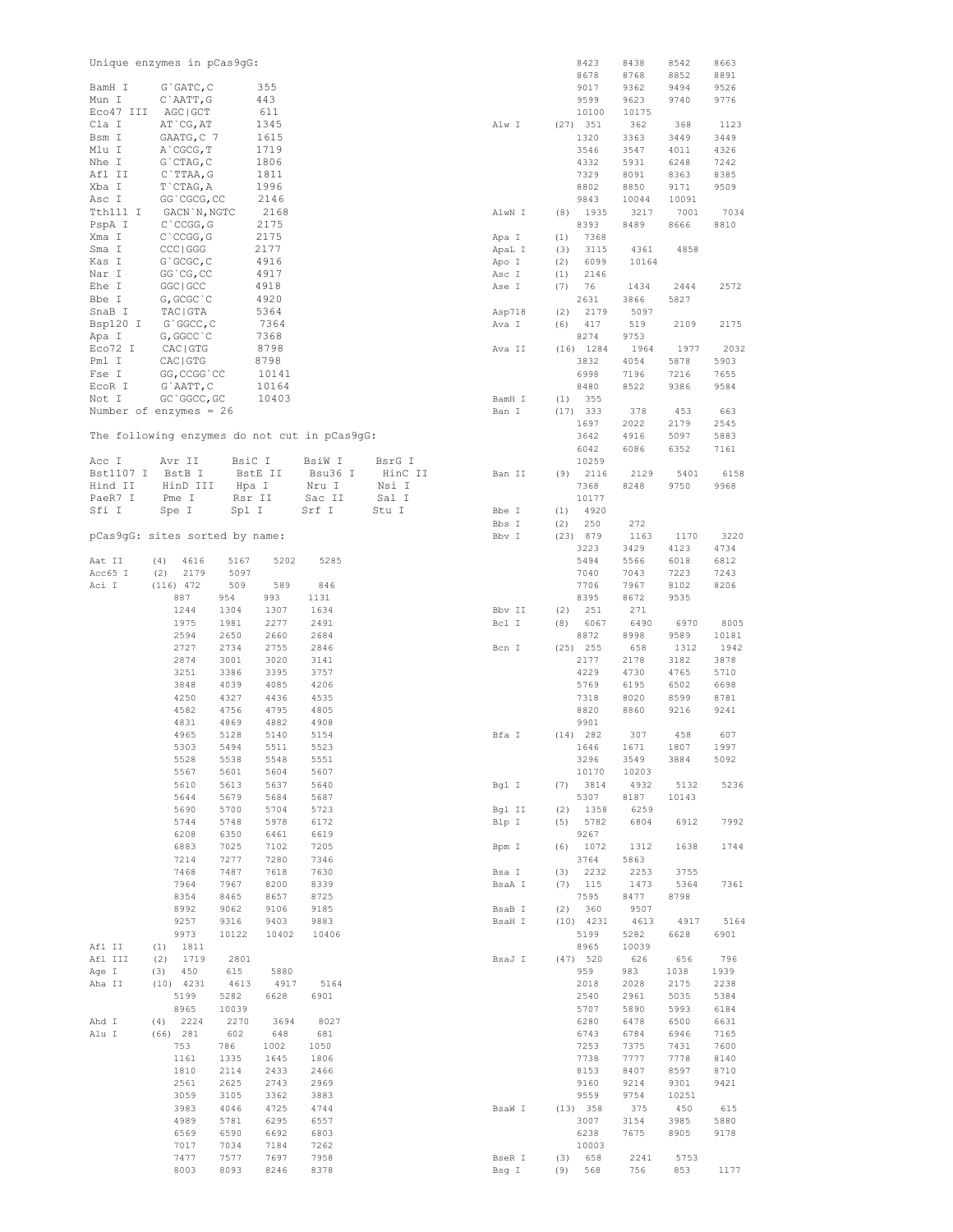Unique enzymes in pCas9gG:

```
BamH I     G`GATC,C       355
Mun I      C`AATT,G       443
Eco47 III  AGC|GCT        611
Cla I      AT`CG,AT       1345
Bsm I      GAATG,C 7      1615
Mlu I      A`CGCG,T       1719
Nhe I      G`CTAG,C       1806
Afl II     C`TTAA,G       1811
Xba I      T`CTAG,A       1996
Asc I      GG`CGCG,CC     2146
Tth111 I   GACN`N,NGTC    2168
PspA I     C`CCGG,G       2175
Xma I      C`CCGG,G       2175
Sma I      CCC|GGG        2177
Kas I      G`GCGC,C       4916
Nar I      GG`CG,CC       4917
Ehe I      GGC|GCC        4918
Bbe I      G,GCGC`C       4920
SnaB I     TAC|GTA        5364
Bsp120 I   G`GGCC,C       7364
Apa I      G,GGCC`C       7368
Eco72 I    CAC|GTG        8798
Pml I      CAC|GTG        8798
Fse I      GG,CCGG`CC     10141
EcoR I     G`AATT,C       10164
Not I      GC`GGCC,GC     10403
Number of enzymes = 26
```

The following enzymes do not cut in pCas9gG:

```
Acc I      Avr II     BsiC I     BsiW I     BsrG I
Bst1107 I  BstB I     BstE II    Bsu36 I    HinC II
Hind II    HinD III   Hpa I      Nru I      Nsi I
PaeR7 I    Pme I      Rsr II     Sac II     Sal I
Sfi I      Spe I      Spl I      Srf I      Stu I
```

pCas9gG: sites sorted by name:

```
Aat II     (4)   4616    5167    5202    5285
Acc65 I    (2)   2179    5097
Aci I      (116) 472     509     589     846
                 887     954     993     1131
                 1244    1304    1307    1634
                 1975    1981    2277    2491
                 2594    2650    2660    2684
                 2727    2734    2755    2846
                 2874    3001    3020    3141
                 3251    3386    3395    3757
                 3848    4039    4085    4206
                 4250    4327    4436    4535
                 4582    4756    4795    4805
                 4831    4869    4882    4908
                 4965    5128    5140    5154
                 5303    5494    5511    5523
                 5528    5538    5548    5551
                 5567    5601    5604    5607
                 5610    5613    5637    5640
                 5644    5679    5684    5687
                 5690    5700    5704    5723
                 5744    5748    5978    6172
                 6208    6350    6461    6619
                 6883    7025    7102    7205
                 7214    7277    7280    7346
                 7468    7487    7618    7630
                 7964    7967    8200    8339
                 8354    8465    8657    8725
                 8992    9062    9106    9185
                 9257    9316    9403    9883
                 9973    10122   10402   10406
Afl II     (1)   1811
Afl III    (2)   1719    2801
Age I      (3)   450     615     5880
Aha II     (10)  4231    4613    4917    5164
                 5199    5282    6628    6901
                 8965    10039
Ahd I      (4)   2224    2270    3694    8027
Alu I      (66)  281     602     648     681
                 753     786     1002    1050
                 1161    1335    1645    1806
                 1810    2114    2433    2466
                 2561    2625    2743    2969
                 3059    3105    3362    3883
                 3983    4046    4725    4744
                 4989    5781    6295    6557
                 6569    6590    6692    6803
                 7017    7034    7184    7262
                 7477    7577    7697    7958
                 8003    8093    8246    8378
                 8423    8438    8542    8663
                 8678    8768    8852    8891
                 9017    9362    9494    9526
                 9599    9623    9740    9776
                 10100   10175
Alw I      (27)  351     362     368     1123
                 1320    3363    3449    3449
                 3546    3547    4011    4326
                 4332    5931    6248    7242
                 7329    8091    8363    8385
                 8802    8850    9171    9509
                 9843    10044   10091
AlwN I     (8)   1935    3217    7001    7034
                 8393    8489    8666    8810
Apa I      (1)   7368
ApaL I     (3)   3115    4361    4858
Apo I      (2)   6099    10164
Asc I      (1)   2146
Ase I      (7)   76      1434    2444    2572
                 2631    3866    5827
Asp718     (2)   2179    5097
Ava I      (6)   417     519     2109    2175
                 8274    9753
Ava II     (16)  1284    1964    1977    2032
                 3832    4054    5878    5903
                 6998    7196    7216    7655
                 8480    8522    9386    9584
BamH I     (1)   355
Ban I      (17)  333     378     453     663
                 1697    2022    2179    2545
                 3642    4916    5097    5883
                 6042    6086    6352    7161
                 10259
Ban II     (9)   2116    2129    5401    6158
                 7368    8248    9750    9968
                 10177
Bbe I      (1)   4920
Bbs I      (2)   250     272
Bbv I      (23)  879     1163    1170    3220
                 3223    3429    4123    4734
                 5494    5566    6018    6812
                 7040    7043    7223    7243
                 7706    7967    8102    8206
                 8395    8672    9535
Bbv II     (2)   251     271
Bcl I      (8)   6067    6490    6970    8005
                 8872    8998    9589    10181
Bcn I      (25)  255     658     1312    1942
                 2177    2178    3182    3878
                 4229    4730    4765    5710
                 5769    6195    6502    6698
                 7318    8020    8599    8781
                 8820    8860    9216    9241
                 9901
Bfa I      (14)  282     307     458     607
                 1646    1671    1807    1997
                 3296    3549    3884    5092
                 10170   10203
Bgl I      (7)   3814    4932    5132    5236
                 5307    8187    10143
Bgl II     (2)   1358    6259
Blp I      (5)   5782    6804    6912    7992
                 9267
Bpm I      (6)   1072    1312    1638    1744
                 3764    5863
Bsa I      (3)   2232    2253    3755
BsaA I     (7)   115     1473    5364    7361
                 7595    8477    8798
BsaB I     (2)   360     9507
BsaH I     (10)  4231    4613    4917    5164
                 5199    5282    6628    6901
                 8965    10039
BsaJ I     (47)  520     626     656     796
                 959     983     1038    1939
                 2018    2028    2175    2238
                 2540    2961    5035    5384
                 5707    5890    5993    6184
                 6280    6478    6500    6631
                 6743    6784    6946    7165
                 7253    7375    7431    7600
                 7738    7777    7778    8140
                 8153    8407    8597    8710
                 9160    9214    9301    9421
                 9559    9754    10251
BsaW I     (13)  358     375     450     615
                 3007    3154    3985    5880
                 6238    7675    8905    9178
                 10003
BseR I     (3)   658     2241    5753
Bsg I      (9)   568     756     853     1177
```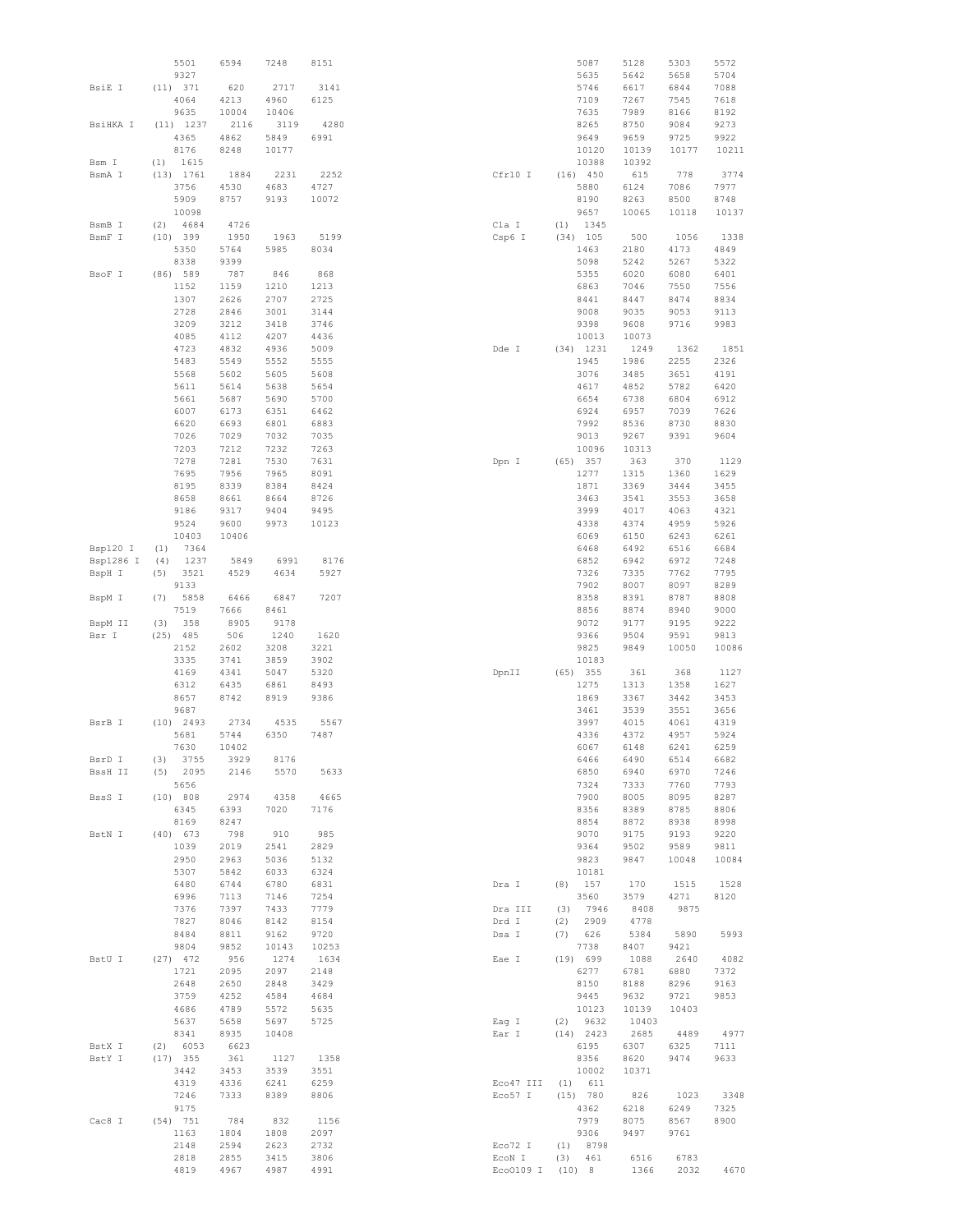```
              5501    6594    7248    8151
              9327
BsiE I      (11) 371     620     2717    3141
              4064    4213    4960    6125
              9635    10004   10406
BsiHKA I    (11) 1237    2116    3119    4280
              4365    4862    5849    6991
              8176    8248    10177
Bsm I       (1)  1615
BsmA I      (13) 1761    1884    2231    2252
              3756    4530    4683    4727
              5909    8757    9193    10072
              10098
BsmB I      (2)  4684    4726
BsmF I      (10) 399     1950    1963    5199
              5350    5764    5985    8034
              8338    9399
BsoF I      (86) 589     787     846     868
              1152    1159    1210    1213
              1307    2626    2707    2725
              2728    2846    3001    3144
              3209    3212    3418    3746
              4085    4112    4207    4436
              4723    4832    4936    5009
              5483    5549    5552    5555
              5568    5602    5605    5608
              5611    5614    5638    5654
              5661    5687    5690    5700
              6007    6173    6351    6462
              6620    6693    6801    6883
              7026    7029    7032    7035
              7203    7212    7232    7263
              7278    7281    7530    7631
              7695    7956    7965    8091
              8195    8339    8384    8424
              8658    8661    8664    8726
              9186    9317    9404    9495
              9524    9600    9973    10123
              10403   10406
Bsp120 I    (1)  7364
Bsp1286 I   (4)  1237    5849    6991    8176
BspH I      (5)  3521    4529    4634    5927
              9133
BspM I      (7)  5858    6466    6847    7207
              7519    7666    8461
BspM II     (3)  358     8905    9178
Bsr I       (25) 485     506     1240    1620
              2152    2602    3208    3221
              3335    3741    3859    3902
              4169    4341    5047    5320
              6312    6435    6861    8493
              8657    8742    8919    9386
              9687
BsrB I      (10) 2493    2734    4535    5567
              5681    5744    6350    7487
              7630    10402
BsrD I      (3)  3755    3929    8176
BssH II     (5)  2095    2146    5570    5633
              5656
BssS I      (10) 808     2974    4358    4665
              6345    6393    7020    7176
              8169    8247
BstN I      (40) 673     798     910     985
              1039    2019    2541    2829
              2950    2963    5036    5132
              5307    5842    6033    6324
              6480    6744    6780    6831
              6996    7113    7146    7254
              7376    7397    7433    7779
              7827    8046    8142    8154
              8484    8811    9162    9720
              9804    9852    10143   10253
BstU I      (27) 472     956     1274    1634
              1721    2095    2097    2148
              2648    2650    2848    3429
              3759    4252    4584    4684
              4686    4789    5572    5635
              5637    5658    5697    5725
              8341    8935    10408
BstX I      (2)  6053    6623
BstY I      (17) 355     361     1127    1358
              3442    3453    3539    3551
              4319    4336    6241    6259
              7246    7333    8389    8806
              9175
Cac8 I      (54) 751     784     832     1156
              1163    1804    1808    2097
              2148    2594    2623    2732
              2818    2855    3415    3806
              4819    4967    4987    4991
              5087    5128    5303    5572
              5635    5642    5658    5704
              5746    6617    6844    7088
              7109    7267    7545    7618
              7635    7989    8166    8192
              8265    8750    9084    9273
              9649    9659    9725    9922
              10120   10139   10177   10211
              10388   10392
Cfr10 I     (16) 450     615     778     3774
              5880    6124    7086    7977
              8190    8263    8500    8748
              9657    10065   10118   10137
Cla I       (1)  1345
Csp6 I      (34) 105     500     1056    1338
              1463    2180    4173    4849
              5098    5242    5267    5322
              5355    6020    6080    6401
              6863    7046    7550    7556
              8441    8447    8474    8834
              9008    9035    9053    9113
              9398    9608    9716    9983
              10013   10073
Dde I       (34) 1231    1249    1362    1851
              1945    1986    2255    2326
              3076    3485    3651    4191
              4617    4852    5782    6420
              6654    6738    6804    6912
              6924    6957    7039    7626
              7992    8536    8730    8830
              9013    9267    9391    9604
              10096   10313
Dpn I       (65) 357     363     370     1129
              1277    1315    1360    1629
              1871    3369    3444    3455
              3463    3541    3553    3658
              3999    4017    4063    4321
              4338    4374    4959    5926
              6069    6150    6243    6261
              6468    6492    6516    6684
              6852    6942    6972    7248
              7326    7335    7762    7795
              7902    8007    8097    8289
              8358    8391    8787    8808
              8856    8874    8940    9000
              9072    9177    9195    9222
              9366    9504    9591    9813
              9825    9849    10050   10086
              10183
DpnII       (65) 355     361     368     1127
              1275    1313    1358    1627
              1869    3367    3442    3453
              3461    3539    3551    3656
              3997    4015    4061    4319
              4336    4372    4957    5924
              6067    6148    6241    6259
              6466    6490    6514    6682
              6850    6940    6970    7246
              7324    7333    7760    7793
              7900    8005    8095    8287
              8356    8389    8785    8806
              8854    8872    8938    8998
              9070    9175    9193    9220
              9364    9502    9589    9811
              9823    9847    10048   10084
              10181
Dra I       (8)  157     170     1515    1528
              3560    3579    4271    8120
Dra III     (3)  7946    8408    9875
Drd I       (2)  2909    4778
Dsa I       (7)  626     5384    5890    5993
              7738    8407    9421
Eae I       (19) 699     1088    2640    4082
              6277    6781    6880    7372
              8150    8188    8296    9163
              9445    9632    9721    9853
              10123   10139   10403
Eag I       (2)  9632    10403
Ear I       (14) 2423    2685    4489    4977
              6195    6307    6325    7111
              8356    8620    9474    9633
              10002   10371
Eco47 III   (1)  611
Eco57 I     (15) 780     826     1023    3348
              4362    6218    6249    7325
              7979    8075    8567    8900
              9306    9497    9761
Eco72 I     (1)  8798
EcoN I      (3)  461     6516    6783
EcoO109 I   (10) 8       1366    2032    4670
```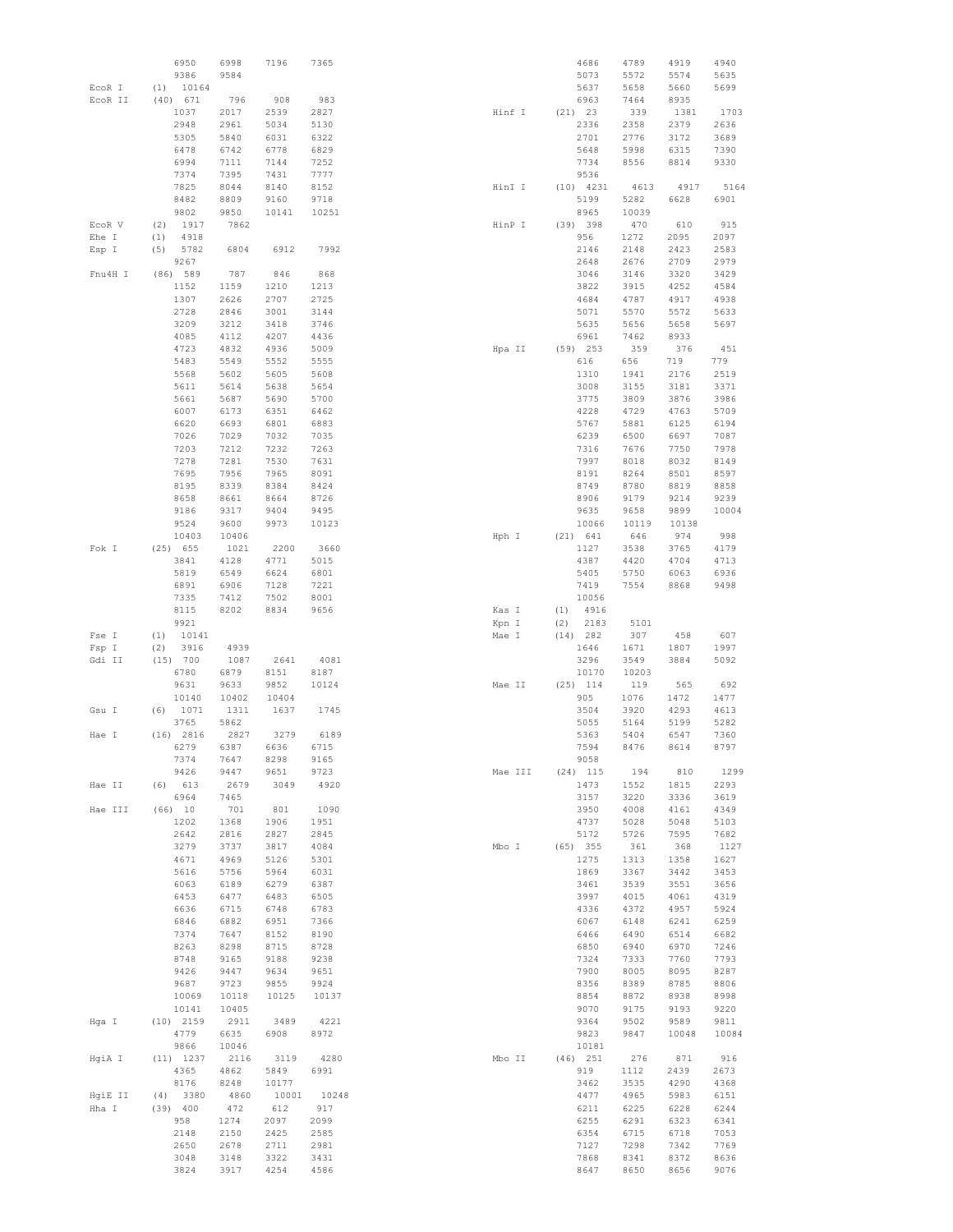```
              6950      6998      7196      7365
              9386      9584
EcoR I        (1)  10164
EcoR II       (40)  671       796       908       983
              1037      2017      2539      2827
              2948      2961      5034      5130
              5305      5840      6031      6322
              6478      6742      6778      6829
              6994      7111      7144      7252
              7374      7395      7431      7777
              7825      8044      8140      8152
              8482      8809      9160      9718
              9802      9850      10141     10251
EcoR V        (2)  1917      7862
Ehe I         (1)  4918
Esp I         (5)  5782      6804      6912      7992
              9267
Fnu4H I       (86)  589       787       846       868
              1152      1159      1210      1213
              1307      2626      2707      2725
              2728      2846      3001      3144
              3209      3212      3418      3746
              4085      4112      4207      4436
              4723      4832      4936      5009
              5483      5549      5552      5555
              5568      5602      5605      5608
              5611      5614      5638      5654
              5661      5687      5690      5700
              6007      6173      6351      6462
              6620      6693      6801      6883
              7026      7029      7032      7035
              7203      7212      7232      7263
              7278      7281      7530      7631
              7695      7956      7965      8091
              8195      8339      8384      8424
              8658      8661      8664      8726
              9186      9317      9404      9495
              9524      9600      9973      10123
              10403     10406
Fok I         (25)  655       1021      2200      3660
              3841      4128      4771      5015
              5819      6549      6624      6801
              6891      6906      7128      7221
              7335      7412      7502      8001
              8115      8202      8834      9656
              9921
Fse I         (1)  10141
Fsp I         (2)  3916      4939
Gdi II        (15)  700       1087      2641      4081
              6780      6879      8151      8187
              9631      9633      9852      10124
              10140     10402     10404
Gsu I         (6)  1071      1311      1637      1745
              3765      5862
Hae I         (16)  2816      2827      3279      6189
              6279      6387      6636      6715
              7374      7647      8298      9165
              9426      9447      9651      9723
Hae II        (6)  613       2679      3049      4920
              6964      7465
Hae III       (66)  10        701       801       1090
              1202      1368      1906      1951
              2642      2816      2827      2845
              3279      3737      3817      4084
              4671      4969      5126      5301
              5616      5756      5964      6031
              6063      6189      6279      6387
              6453      6477      6483      6505
              6636      6715      6748      6783
              6846      6882      6951      7366
              7374      7647      8152      8190
              8263      8298      8715      8728
              8748      9165      9188      9238
              9426      9447      9634      9651
              9687      9723      9855      9924
              10069     10118     10125     10137
              10141     10405
Hga I         (10)  2159      2911      3489      4221
              4779      6635      6908      8972
              9866      10046
HgiA I        (11)  1237      2116      3119      4280
              4365      4862      5849      6991
              8176      8248      10177
HgiE II       (4)  3380      4860      10001     10248
Hha I         (39)  400       472       612       917
              958       1274      2097      2099
              2148      2150      2425      2585
              2650      2678      2711      2981
              3048      3148      3322      3431
              3824      3917      4254      4586
              4686      4789      4919      4940
              5073      5572      5574      5635
              5637      5658      5660      5699
              6963      7464      8935
Hinf I        (21)  23        339       1381      1703
              2336      2358      2379      2636
              2701      2776      3172      3689
              5648      5998      6315      7390
              7734      8556      8814      9330
              9536
HinI I        (10)  4231      4613      4917      5164
              5199      5282      6628      6901
              8965      10039
HinP I        (39)  398       470       610       915
              956       1272      2095      2097
              2146      2148      2423      2583
              2648      2676      2709      2979
              3046      3146      3320      3429
              3822      3915      4252      4584
              4684      4787      4917      4938
              5071      5570      5572      5633
              5635      5656      5658      5697
              6961      7462      8933
Hpa II        (59)  253       359       376       451
              616       656       719       779
              1310      1941      2176      2519
              3008      3155      3181      3371
              3775      3809      3876      3986
              4228      4729      4763      5709
              5767      5881      6125      6194
              6239      6500      6697      7087
              7316      7676      7750      7978
              7997      8018      8032      8149
              8191      8264      8501      8597
              8749      8780      8819      8858
              8906      9179      9214      9239
              9635      9658      9899      10004
              10066     10119     10138
Hph I         (21)  641       646       974       998
              1127      3538      3765      4179
              4387      4420      4704      4713
              5405      5750      6063      6936
              7419      7554      8868      9498
              10056
Kas I         (1)  4916
Kpn I         (2)  2183      5101
Mae I         (14)  282       307       458       607
              1646      1671      1807      1997
              3296      3549      3884      5092
              10170     10203
Mae II        (25)  114       119       565       692
              905       1076      1472      1477
              3504      3920      4293      4613
              5055      5164      5199      5282
              5363      5404      6547      7360
              7594      8476      8614      8797
              9058
Mae III       (24)  115       194       810       1299
              1473      1552      1815      2293
              3157      3220      3336      3619
              3950      4008      4161      4349
              4737      5028      5048      5103
              5172      5726      7595      7682
Mbo I         (65)  355       361       368       1127
              1275      1313      1358      1627
              1869      3367      3442      3453
              3461      3539      3551      3656
              3997      4015      4061      4319
              4336      4372      4957      5924
              6067      6148      6241      6259
              6466      6490      6514      6682
              6850      6940      6970      7246
              7324      7333      7760      7793
              7900      8005      8095      8287
              8356      8389      8785      8806
              8854      8872      8938      8998
              9070      9175      9193      9220
              9364      9502      9589      9811
              9823      9847      10048     10084
              10181
Mbo II        (46)  251       276       871       916
              919       1112      2439      2673
              3462      3535      4290      4368
              4477      4965      5983      6151
              6211      6225      6228      6244
              6255      6291      6323      6341
              6354      6715      6718      7053
              7127      7298      7342      7769
              7868      8341      8372      8636
              8647      8650      8656      9076
```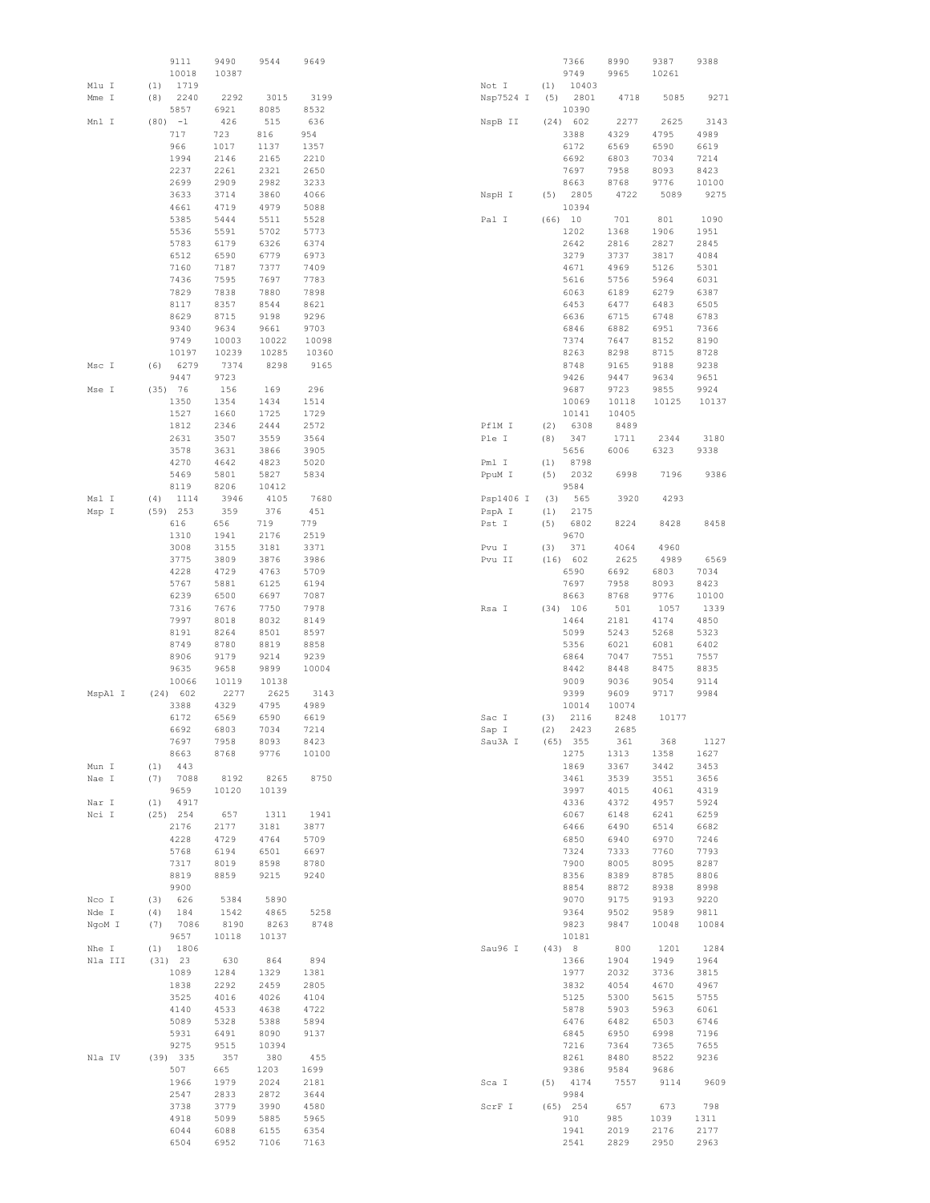```
            9111    9490    9544    9649
            10018   10387
Mlu I     (1)  1719
Mme I     (8)  2240    2292    3015    3199
            5857    6921    8085    8532
Mnl I     (80) -1     426     515     636
            717     723     816     954
            966     1017    1137    1357
            1994    2146    2165    2210
            2237    2261    2321    2650
            2699    2909    2982    3233
            3633    3714    3860    4066
            4661    4719    4979    5088
            5385    5444    5511    5528
            5536    5591    5702    5773
            5783    6179    6326    6374
            6512    6590    6779    6973
            7160    7187    7377    7409
            7436    7595    7697    7783
            7829    7838    7880    7898
            8117    8357    8544    8621
            8629    8715    9198    9296
            9340    9634    9661    9703
            9749    10003   10022   10098
            10197   10239   10285   10360
Msc I     (6)  6279    7374    8298    9165
            9447    9723
Mse I     (35) 76      156     169     296
            1350    1354    1434    1514
            1527    1660    1725    1729
            1812    2346    2444    2572
            2631    3507    3559    3564
            3578    3631    3866    3905
            4270    4642    4823    5020
            5469    5801    5827    5834
            8119    8206    10412
Msl I     (4)  1114    3946    4105    7680
Msp I     (59) 253     359     376     451
            616     656     719     779
            1310    1941    2176    2519
            3008    3155    3181    3371
            3775    3809    3876    3986
            4228    4729    4763    5709
            5767    5881    6125    6194
            6239    6500    6697    7087
            7316    7676    7750    7978
            7997    8018    8032    8149
            8191    8264    8501    8597
            8749    8780    8819    8858
            8906    9179    9214    9239
            9635    9658    9899    10004
            10066   10119   10138
MspA1 I   (24) 602     2277    2625    3143
            3388    4329    4795    4989
            6172    6569    6590    6619
            6692    6803    7034    7214
            7697    7958    8093    8423
            8663    8768    9776    10100
Mun I     (1)  443
Nae I     (7)  7088    8192    8265    8750
            9659    10120   10139
Nar I     (1)  4917
Nci I     (25) 254     657     1311    1941
            2176    2177    3181    3877
            4228    4729    4764    5709
            5768    6194    6501    6697
            7317    8019    8598    8780
            8819    8859    9215    9240
            9900
Nco I     (3)  626     5384    5890
Nde I     (4)  184     1542    4865    5258
NgoM I    (7)  7086    8190    8263    8748
            9657    10118   10137
Nhe I     (1)  1806
Nla III   (31) 23      630     864     894
            1089    1284    1329    1381
            1838    2292    2459    2805
            3525    4016    4026    4104
            4140    4533    4638    4722
            5089    5328    5388    5894
            5931    6491    8090    9137
            9275    9515    10394
Nla IV    (39) 335     357     380     455
            507     665     1203    1699
            1966    1979    2024    2181
            2547    2833    2872    3644
            3738    3779    3990    4580
            4918    5099    5885    5965
            6044    6088    6155    6354
            6504    6952    7106    7163
            7366    8990    9387    9388
            9749    9965    10261
Not I     (1)  10403
Nsp7524 I (5)  2801    4718    5085    9271
            10390
NspB II   (24) 602     2277    2625    3143
            3388    4329    4795    4989
            6172    6569    6590    6619
            6692    6803    7034    7214
            7697    7958    8093    8423
            8663    8768    9776    10100
NspH I    (5)  2805    4722    5089    9275
            10394
Pal I     (66) 10      701     801     1090
            1202    1368    1906    1951
            2642    2816    2827    2845
            3279    3737    3817    4084
            4671    4969    5126    5301
            5616    5756    5964    6031
            6063    6189    6279    6387
            6453    6477    6483    6505
            6636    6715    6748    6783
            6846    6882    6951    7366
            7374    7647    8152    8190
            8263    8298    8715    8728
            8748    9165    9188    9238
            9426    9447    9634    9651
            9687    9723    9855    9924
            10069   10118   10125   10137
            10141   10405
PflM I    (2)  6308    8489
Ple I     (8)  347     1711    2344    3180
            5656    6006    6323    9338
Pml I     (1)  8798
PpuM I    (5)  2032    6998    7196    9386
            9584
Psp1406 I (3)  565     3920    4293
PspA I    (1)  2175
Pst I     (5)  6802    8224    8428    8458
            9670
Pvu I     (3)  371     4064    4960
Pvu II    (16) 602     2625    4989    6569
            6590    6692    6803    7034
            7697    7958    8093    8423
            8663    8768    9776    10100
Rsa I     (34) 106     501     1057    1339
            1464    2181    4174    4850
            5099    5243    5268    5323
            5356    6021    6081    6402
            6864    7047    7551    7557
            8442    8448    8475    8835
            9009    9036    9054    9114
            9399    9609    9717    9984
            10014   10074
Sac I     (3)  2116    8248    10177
Sap I     (2)  2423    2685
Sau3A I   (65) 355     361     368     1127
            1275    1313    1358    1627
            1869    3367    3442    3453
            3461    3539    3551    3656
            3997    4015    4061    4319
            4336    4372    4957    5924
            6067    6148    6241    6259
            6466    6490    6514    6682
            6850    6940    6970    7246
            7324    7333    7760    7793
            7900    8005    8095    8287
            8356    8389    8785    8806
            8854    8872    8938    8998
            9070    9175    9193    9220
            9364    9502    9589    9811
            9823    9847    10048   10084
            10181
Sau96 I   (43) 8       800     1201    1284
            1366    1904    1949    1964
            1977    2032    3736    3815
            3832    4054    4670    4967
            5125    5300    5615    5755
            5878    5903    5963    6061
            6476    6482    6503    6746
            6845    6950    6998    7196
            7216    7364    7365    7655
            8261    8480    8522    9236
            9386    9584    9686
Sca I     (5)  4174    7557    9114    9609
            9984
ScrF I    (65) 254     657     673     798
            910     985     1039    1311
            1941    2019    2176    2177
            2541    2829    2950    2963
```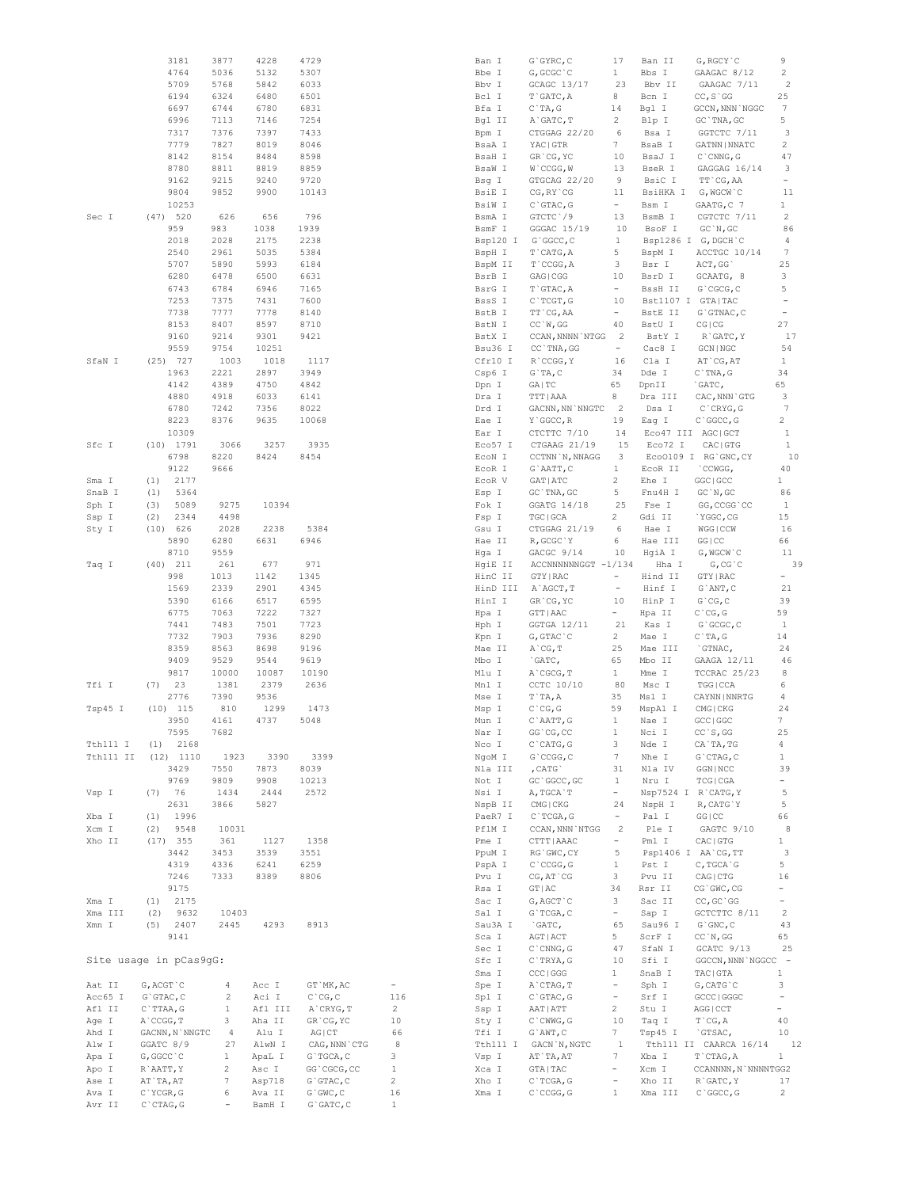```
               3181    3877    4228    4729
               4764    5036    5132    5307
               5709    5768    5842    6033
               6194    6324    6480    6501
               6697    6744    6780    6831
               6996    7113    7146    7254
               7317    7376    7397    7433
               7779    7827    8019    8046
               8142    8154    8484    8598
               8780    8811    8819    8859
               9162    9215    9240    9720
               9804    9852    9900    10143
               10253
Sec I      (47) 520     626     656     796
               959     983     1038    1939
               2018    2028    2175    2238
               2540    2961    5035    5384
               5707    5890    5993    6184
               6280    6478    6500    6631
               6743    6784    6946    7165
               7253    7375    7431    7600
               7738    7777    7778    8140
               8153    8407    8597    8710
               9160    9214    9301    9421
               9559    9754    10251
SfaN I     (25) 727     1003    1018    1117
               1963    2221    2897    3949
               4142    4389    4750    4842
               4880    4918    6033    6141
               6780    7242    7356    8022
               8223    8376    9635    10068
               10309
Sfc I      (10) 1791    3066    3257    3935
               6798    8220    8424    8454
               9122    9666
Sma I      (1)  2177
SnaB I     (1)  5364
Sph I      (3)  5089    9275    10394
Ssp I      (2)  2344    4498
Sty I      (10) 626     2028    2238    5384
               5890    6280    6631    6946
               8710    9559
Taq I      (40) 211     261     677     971
               998     1013    1142    1345
               1569    2339    2901    4345
               5390    6166    6517    6595
               6775    7063    7222    7327
               7441    7483    7501    7723
               7732    7903    7936    8290
               8359    8563    8698    9196
               9409    9529    9544    9619
               9817    10000   10087   10190
Tfi I      (7)  23      1381    2379    2636
               2776    7390    9536
Tsp45 I    (10) 115     810     1299    1473
               3950    4161    4737    5048
               7595    7682
Tth111 I   (1)  2168
Tth111 II  (12) 1110    1923    3390    3399
               3429    7550    7873    8039
               9769    9809    9908    10213
Vsp I      (7)  76      1434    2444    2572
               2631    3866    5827
Xba I      (1)  1996
Xcm I      (2)  9548    10031
Xho II     (17) 355     361     1127    1358
               3442    3453    3539    3551
               4319    4336    6241    6259
               7246    7333    8389    8806
               9175
Xma I      (1)  2175
Xma III    (2)  9632    10403
Xmn I      (5)  2407    2445    4293    8913
               9141
```

Site usage in pCas9gG:

```
Aat II    G,ACGT`C          4    Acc I      GT`MK,AC          -
Acc65 I   G`GTAC,C          2    Aci I      C`CG,C          116
Afl II    C`TTAA,G          1    Afl III    A`CRYG,T          2
Age I     A`CCGG,T          3    Aha II     GR`CG,YC         10
Ahd I     GACNN,N`NNGTC     4    Alu I      AG|CT            66
Alw I     GGATC 8/9        27    AlwN I     CAG,NNN`CTG       8
Apa I     G,GGCC`C          1    ApaL I     G`TGCA,C          3
Apo I     R`AATT,Y          2    Asc I      GG`CGCG,CC        1
Ase I     AT`TA,AT          7    Asp718     G`GTAC,C          2
Ava I     C`YCGR,G          6    Ava II     G`GWC,C          16
Avr II    C`CTAG,G          -    BamH I     G`GATC,C          1
Ban I     G`GYRC,C         17    Ban II     G,RGCY`C          9
Bbe I     G,GCGC`C          1    Bbs I      GAAGAC 8/12       2
Bbv I     GCAGC 13/17      23    Bbv II     GAAGAC 7/11       2
Bcl I     T`GATC,A          8    Bcn I      CC,S`GG          25
Bfa I     C`TA,G           14    Bgl I      GCCN,NNN`NGGC     7
Bgl II    A`GATC,T          2    Blp I      GC`TNA,GC         5
Bpm I     CTGGAG 22/20      6    Bsa I      GGTCTC 7/11       3
BsaA I    YAC|GTR           7    BsaB I     GATNN|NNATC       2
BsaH I    GR`CG,YC         10    BsaJ I     C`CNNG,G         47
BsaW I    W`CCGG,W         13    BseR I     GAGGAG 16/14      3
Bsg I     GTGCAG 22/20      9    BsiC I     TT`CG,AA          -
BsiE I    CG,RY`CG         11    BsiHKA I   G,WGCW`C         11
BsiW I    C`GTAC,G          -    Bsm I      GAATG,C 7         1
BsmA I    GTCTC`/9         13    BsmB I     CGTCTC 7/11       2
BsmF I    GGGAC 15/19      10    BsoF I     GC`N,GC          86
Bsp120 I  G`GGCC,C          1    Bsp1286 I  G,DGCH`C          4
BspH I    T`CATG,A          5    BspM I     ACCTGC 10/14      7
BspM II   T`CCGG,A          3    Bsr I      ACT,GG`          25
BsrB I    GAG|CGG          10    BsrD I     GCAATG, 8         3
BsrG I    T`GTAC,A          -    BssH II    G`CGCG,C          5
BssS I    C`TCGT,G         10    Bst1107 I  GTA|TAC           -
BstB I    TT`CG,AA          -    BstE II    G`GTNAC,C         -
BstN I    CC`W,GG          40    BstU I     CG|CG            27
BstX I    CCAN,NNNN`NTGG    2    BstY I     R`GATC,Y         17
Bsu36 I   CC`TNA,GG         -    Cac8 I     GCN|NGC          54
Cfr10 I   R`CCGG,Y         16    Cla I      AT`CG,AT          1
Csp6 I    G`TA,C           34    Dde I      C`TNA,G          34
Dpn I     GA|TC            65    DpnII      `GATC,           65
Dra I     TTT|AAA           8    Dra III    CAC,NNN`GTG       3
Drd I     GACNN,NN`NNGTC    2    Dsa I      C`CRYG,G          7
Eae I     Y`GGCC,R         19    Eag I      C`GGCC,G          2
Ear I     CTCTTC 7/10      14    Eco47 III  AGC|GCT           1
Eco57 I   CTGAAG 21/19     15    Eco72 I    CAC|GTG           1
EcoN I    CCTNN`N,NNAGG     3    EcoO109 I  RG`GNC,CY        10
EcoR I    G`AATT,C          1    EcoR II    `CCWGG,          40
EcoR V    GAT|ATC           2    Ehe I      GGC|GCC           1
Esp I     GC`TNA,GC         5    Fnu4H I    GC`N,GC          86
Fok I     GGATG 14/18      25    Fse I      GG,CCGG`CC        1
Fsp I     TGC|GCA           2    Gdi II     `YGGC,CG         15
Gsu I     CTGGAG 21/19      6    Hae I      WGG|CCW          16
Hae II    R,GCGC`Y          6    Hae III    GG|CC            66
Hga I     GACGC 9/14       10    HgiA I     G,WGCW`C         11
HgiE II   ACCNNNNNNGGT -1/134    Hha I      G,CG`C           39
HinC II   GTY|RAC           -    Hind II    GTY|RAC           -
HinD III  A`AGCT,T          -    Hinf I     G`ANT,C          21
HinI I    GR`CG,YC         10    HinP I     G`CG,C           39
Hpa I     GTT|AAC           -    Hpa II     C`CG,G           59
Hph I     GGTGA 12/11      21    Kas I      G`GCGC,C          1
Kpn I     G,GTAC`C          2    Mae I      C`TA,G           14
Mae II    A`CG,T           25    Mae III    `GTNAC,          24
Mbo I     `GATC,           65    Mbo II     GAAGA 12/11      46
Mlu I     A`CGCG,T          1    Mme I      TCCRAC 25/23      8
Mnl I     CCTC 10/10       80    Msc I      TGG|CCA           6
Mse I     T`TA,A           35    Msl I      CAYNN|NNRTG       4
Msp I     C`CG,G           59    MspA1 I    CMG|CKG          24
Mun I     C`AATT,G          1    Nae I      GCC|GGC           7
Nar I     GG`CG,CC          1    Nci I      CC`S,GG          25
Nco I     C`CATG,G          3    Nde I      CA`TA,TG          4
NgoM I    G`CCGG,C          7    Nhe I      G`CTAG,C          1
Nla III   ,CATG`           31    Nla IV     GGN|NCC          39
Not I     GC`GGCC,GC        1    Nru I      TCG|CGA           -
Nsi I     A,TGCA`T          -    Nsp7524 I  R`CATG,Y          5
NspB II   CMG|CKG          24    NspH I     R,CATG`Y          5
PaeR7 I   C`TCGA,G          -    Pal I      GG|CC            66
PflM I    CCAN,NNN`NTGG     2    Ple I      GAGTC 9/10        8
Pme I     CTTT|AAAC         -    Pml I      CAC|GTG           1
PpuM I    RG`GWC,CY         5    Psp1406 I  AA`CG,TT          3
PspA I    C`CCGG,G          1    Pst I      C,TGCA`G          5
Pvu I     CG,AT`CG          3    Pvu II     CAG|CTG          16
Rsa I     GT|AC            34    Rsr II     CG`GWC,CG         -
Sac I     G,AGCT`C          3    Sac II     CC,GC`GG          -
Sal I     G`TCGA,C          -    Sap I      GCTCTTC 8/11      2
Sau3A I   `GATC,           65    Sau96 I    G`GNC,C          43
Sca I     AGT|ACT           5    ScrF I     CC`N,GG          65
Sec I     C`CNNG,G         47    SfaN I     GCATC 9/13       25
Sfc I     C`TRYA,G         10    Sfi I      GGCCN,NNN`NGGCC   -
Sma I     CCC|GGG           1    SnaB I     TAC|GTA           1
Spe I     A`CTAG,T          -    Sph I      G,CATG`C          3
Spl I     C`GTAC,G          -    Srf I      GCCC|GGGC         -
Ssp I     AAT|ATT           2    Stu I      AGG|CCT           -
Sty I     C`CWWG,G         10    Taq I      T`CG,A           40
Tfi I     G`AWT,C           7    Tsp45 I    `GTSAC,          10
Tth111 I  GACN`N,NGTC       1    Tth111 II  CAARCA 16/14     12
Vsp I     AT`TA,AT          7    Xba I      T`CTAG,A          1
Xca I     GTA|TAC           -    Xcm I      CCANNNNN,N`NNNNTGG2
Xho I     C`TCGA,G          -    Xho II     R`GATC,Y         17
Xma I     C`CCGG,G          1    Xma III    C`GGCC,G          2
```